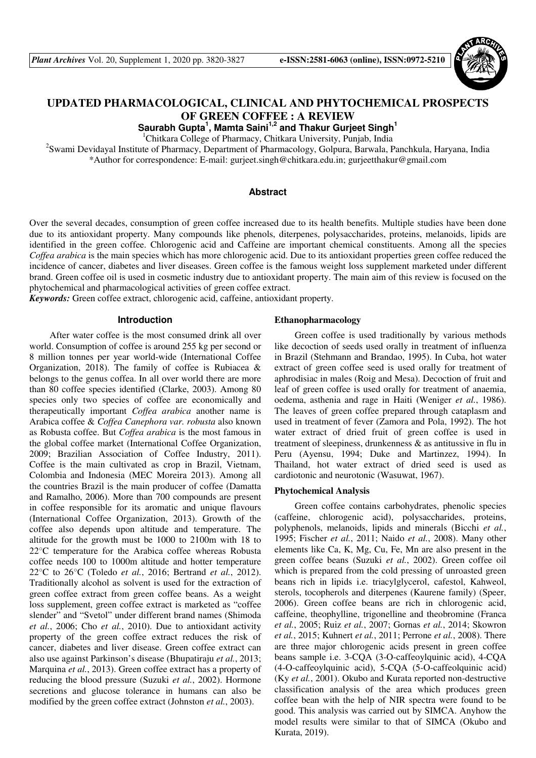# UPDATED PHARMACOLOGICAL, CLINICAL AND PHYTOCHEMICAL PROSPECTS OF GREEN COFFEE : A REVIEW

**Saurabh Gupta[1], Mamta Saini[1,2] and Thakur Gurjeet Singh[1]**

[1]Chitkara College of Pharmacy, Chitkara University, Punjab, India

[2]Swami Devidayal Institute of Pharmacy, Department of Pharmacology, Golpura, Barwala, Panchkula, Haryana, India

*Author for correspondence: E-mail: gurjeet.singh@chitkara.edu.in; gurjeetthakur@gmail.com

## Abstract

Over the several decades, consumption of green coffee increased due to its health benefits. Multiple studies have been done due to its antioxidant property. Many compounds like phenols, diterpenes, polysaccharides, proteins, melanoids, lipids are identified in the green coffee. Chlorogenic acid and Caffeine are important chemical constituents. Among all the species *Coffea arabica* is the main species which has more chlorogenic acid. Due to its antioxidant properties green coffee reduced the incidence of cancer, diabetes and liver diseases. Green coffee is the famous weight loss supplement marketed under different brand. Green coffee oil is used in cosmetic industry due to antioxidant property. The main aim of this review is focused on the phytochemical and pharmacological activities of green coffee extract.

***Keywords:*** Green coffee extract, chlorogenic acid, caffeine, antioxidant property.

## Introduction

After water coffee is the most consumed drink all over world. Consumption of coffee is around 255 kg per second or 8 million tonnes per year world-wide (International Coffee Organization, 2018). The family of coffee is Rubiacea & belongs to the genus coffea. In all over world there are more than 80 coffee species identified (Clarke, 2003). Among 80 species only two species of coffee are economically and therapeutically important *Coffea arabica* another name is Arabica coffee & *Coffea Canephora var. robusta* also known as Robusta coffee. But *Coffea arabica* is the most famous in the global coffee market (International Coffee Organization, 2009; Brazilian Association of Coffee Industry, 2011). Coffee is the main cultivated as crop in Brazil, Vietnam, Colombia and Indonesia (MEC Moreira 2013). Among all the countries Brazil is the main producer of coffee (Damatta and Ramalho, 2006). More than 700 compounds are present in coffee responsible for its aromatic and unique flavours (International Coffee Organization, 2013). Growth of the coffee also depends upon altitude and temperature. The altitude for the growth must be 1000 to 2100m with 18 to 22°C temperature for the Arabica coffee whereas Robusta coffee needs 100 to 1000m altitude and hotter temperature 22°C to 26°C (Toledo *et al.*, 2016; Bertrand *et al.*, 2012). Traditionally alcohol as solvent is used for the extraction of green coffee extract from green coffee beans. As a weight loss supplement, green coffee extract is marketed as "coffee slender" and "Svetol" under different brand names (Shimoda *et al.*, 2006; Cho *et al.*, 2010). Due to antioxidant activity property of the green coffee extract reduces the risk of cancer, diabetes and liver disease. Green coffee extract can also use against Parkinson's disease (Bhupatiraju *et al.*, 2013; Marquina *et al.*, 2013). Green coffee extract has a property of reducing the blood pressure (Suzuki *et al.*, 2002). Hormone secretions and glucose tolerance in humans can also be modified by the green coffee extract (Johnston *et al.*, 2003).

### Ethanopharmacology

Green coffee is used traditionally by various methods like decoction of seeds used orally in treatment of influenza in Brazil (Stehmann and Brandao, 1995). In Cuba, hot water extract of green coffee seed is used orally for treatment of aphrodisiac in males (Roig and Mesa). Decoction of fruit and leaf of green coffee is used orally for treatment of anaemia, oedema, asthenia and rage in Haiti (Weniger *et al.*, 1986). The leaves of green coffee prepared through cataplasm and used in treatment of fever (Zamora and Pola, 1992). The hot water extract of dried fruit of green coffee is used in treatment of sleepiness, drunkenness & as antitussive in flu in Peru (Ayensu, 1994; Duke and Martinzez, 1994). In Thailand, hot water extract of dried seed is used as cardiotonic and neurotonic (Wasuwat, 1967).

### Phytochemical Analysis

Green coffee contains carbohydrates, phenolic species (caffeine, chlorogenic acid), polysaccharides, proteins, polyphenols, melanoids, lipids and minerals (Bicchi *et al.*, 1995; Fischer *et al.*, 2011; Naido *et al.*, 2008). Many other elements like Ca, K, Mg, Cu, Fe, Mn are also present in the green coffee beans (Suzuki *et al.*, 2002). Green coffee oil which is prepared from the cold pressing of unroasted green beans rich in lipids i.e. triacylglycerol, cafestol, Kahweol, sterols, tocopherols and diterpenes (Kaurene family) (Speer, 2006). Green coffee beans are rich in chlorogenic acid, caffeine, theophylline, trigonelline and theobromine (Franca *et al.*, 2005; Ruiz *et al.*, 2007; Gornas *et al.*, 2014; Skowron *et al.*, 2015; Kuhnert *et al.*, 2011; Perrone *et al.*, 2008). There are three major chlorogenic acids present in green coffee beans sample i.e. 3-CQA (3-O-caffeoylquinic acid), 4-CQA (4-O-caffeoylquinic acid), 5-CQA (5-O-caffeolquinic acid) (Ky *et al.*, 2001). Okubo and Kurata reported non-destructive classification analysis of the area which produces green coffee bean with the help of NIR spectra were found to be good. This analysis was carried out by SIMCA. Anyhow the model results were similar to that of SIMCA (Okubo and Kurata, 2019).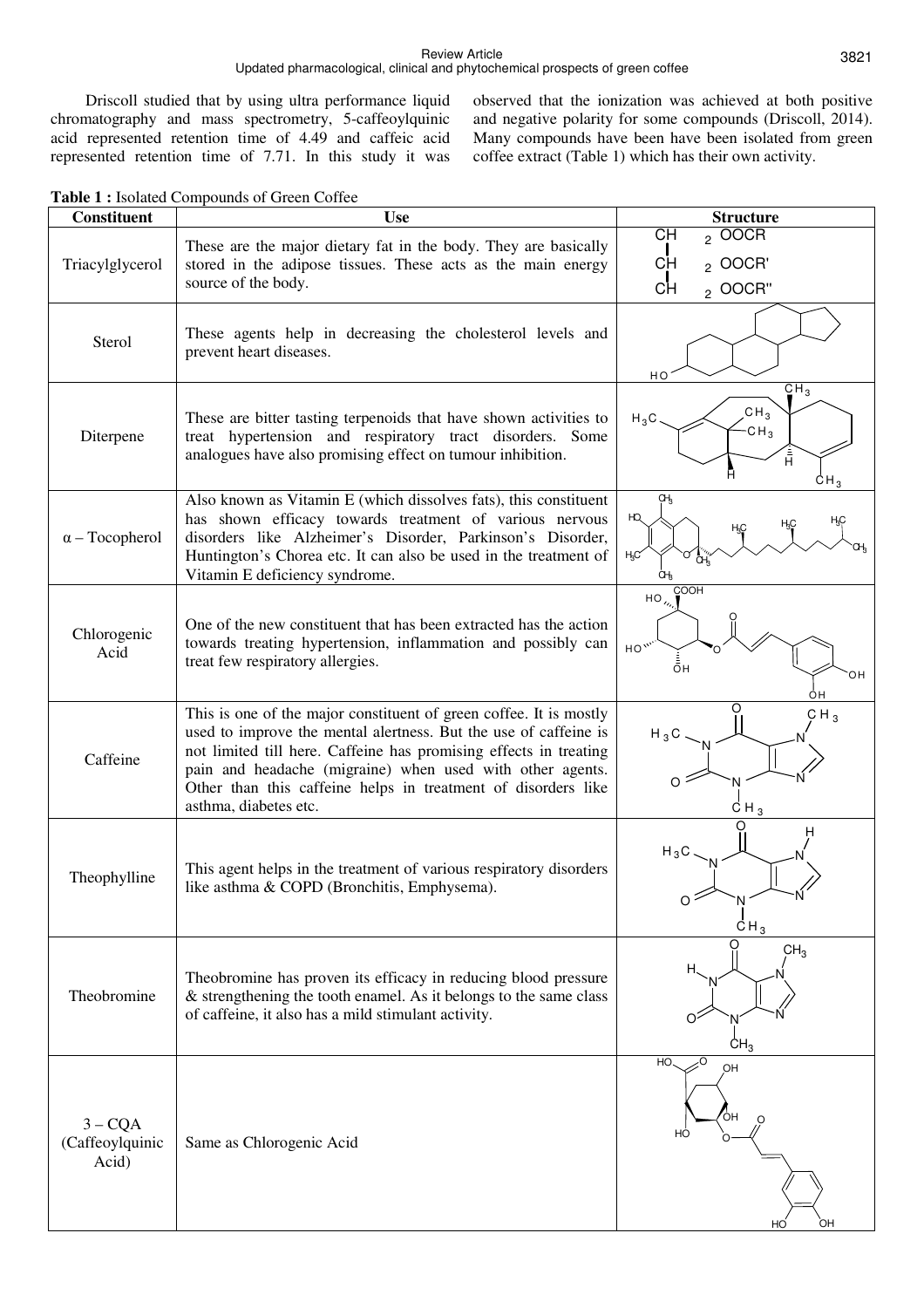Driscoll studied that by using ultra performance liquid chromatography and mass spectrometry, 5-caffeoylquinic acid represented retention time of 4.49 and caffeic acid represented retention time of 7.71. In this study it was observed that the ionization was achieved at both positive and negative polarity for some compounds (Driscoll, 2014). Many compounds have been have been isolated from green coffee extract (Table 1) which has their own activity.

**Table 1 :** Isolated Compounds of Green Coffee

| Constituent | Use | Structure |
|---|---|---|
| Triacylglycerol | These are the major dietary fat in the body. They are basically stored in the adipose tissues. These acts as the main energy source of the body. | $CH_2OOCR$ / $CH_2OOCR'$ / $CH_2OOCR''$ |
| Sterol | These agents help in decreasing the cholesterol levels and prevent heart diseases. | |
| Diterpene | These are bitter tasting terpenoids that have shown activities to treat hypertension and respiratory tract disorders. Some analogues have also promising effect on tumour inhibition. | |
| α – Tocopherol | Also known as Vitamin E (which dissolves fats), this constituent has shown efficacy towards treatment of various nervous disorders like Alzheimer's Disorder, Parkinson's Disorder, Huntington's Chorea etc. It can also be used in the treatment of Vitamin E deficiency syndrome. | |
| Chlorogenic Acid | One of the new constituent that has been extracted has the action towards treating hypertension, inflammation and possibly can treat few respiratory allergies. | |
| Caffeine | This is one of the major constituent of green coffee. It is mostly used to improve the mental alertness. But the use of caffeine is not limited till here. Caffeine has promising effects in treating pain and headache (migraine) when used with other agents. Other than this caffeine helps in treatment of disorders like asthma, diabetes etc. | |
| Theophylline | This agent helps in the treatment of various respiratory disorders like asthma & COPD (Bronchitis, Emphysema). | |
| Theobromine | Theobromine has proven its efficacy in reducing blood pressure & strengthening the tooth enamel. As it belongs to the same class of caffeine, it also has a mild stimulant activity. | |
| 3 – CQA (Caffeoylquinic Acid) | Same as Chlorogenic Acid | |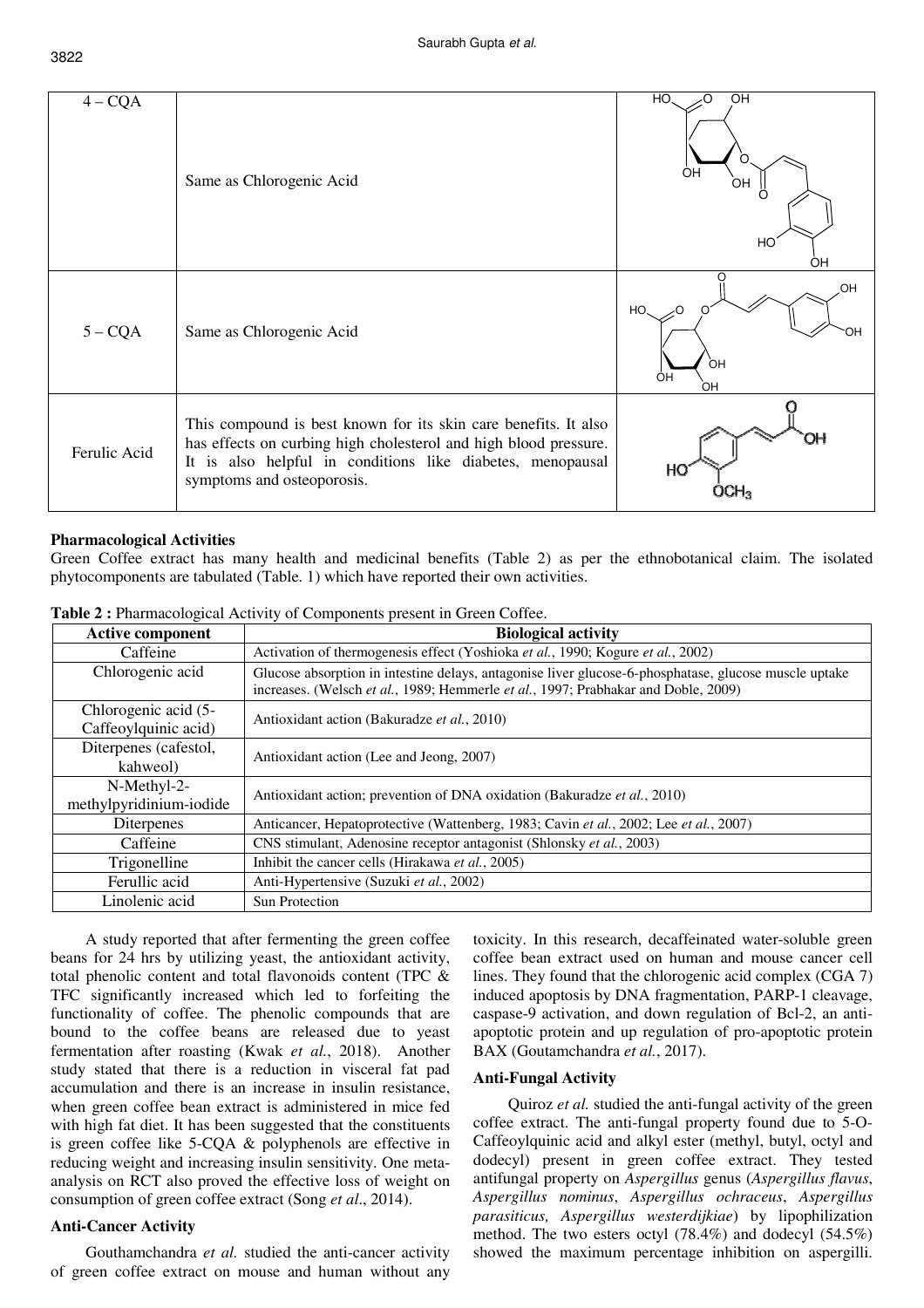| | | |
|---|---|---|
| 4 – CQA | Same as Chlorogenic Acid | |
| 5 – CQA | Same as Chlorogenic Acid | |
| Ferulic Acid | This compound is best known for its skin care benefits. It also has effects on curbing high cholesterol and high blood pressure. It is also helpful in conditions like diabetes, menopausal symptoms and osteoporosis. | |

## Pharmacological Activities

Green Coffee extract has many health and medicinal benefits (Table 2) as per the ethnobotanical claim. The isolated phytocomponents are tabulated (Table. 1) which have reported their own activities.

**Table 2 :** Pharmacological Activity of Components present in Green Coffee.

| Active component | Biological activity |
|---|---|
| Caffeine | Activation of thermogenesis effect (Yoshioka *et al.*, 1990; Kogure *et al.*, 2002) |
| Chlorogenic acid | Glucose absorption in intestine delays, antagonise liver glucose-6-phosphatase, glucose muscle uptake increases. (Welsch *et al.*, 1989; Hemmerle *et al.*, 1997; Prabhakar and Doble, 2009) |
| Chlorogenic acid (5-Caffeoylquinic acid) | Antioxidant action (Bakuradze *et al.*, 2010) |
| Diterpenes (cafestol, kahweol) | Antioxidant action (Lee and Jeong, 2007) |
| N-Methyl-2-methylpyridinium-iodide | Antioxidant action; prevention of DNA oxidation (Bakuradze *et al.*, 2010) |
| Diterpenes | Anticancer, Hepatoprotective (Wattenberg, 1983; Cavin *et al.*, 2002; Lee *et al.*, 2007) |
| Caffeine | CNS stimulant, Adenosine receptor antagonist (Shlonsky *et al.*, 2003) |
| Trigonelline | Inhibit the cancer cells (Hirakawa *et al.*, 2005) |
| Ferullic acid | Anti-Hypertensive (Suzuki *et al.*, 2002) |
| Linolenic acid | Sun Protection |

A study reported that after fermenting the green coffee beans for 24 hrs by utilizing yeast, the antioxidant activity, total phenolic content and total flavonoids content (TPC & TFC significantly increased which led to forfeiting the functionality of coffee. The phenolic compounds that are bound to the coffee beans are released due to yeast fermentation after roasting (Kwak *et al.*, 2018). Another study stated that there is a reduction in visceral fat pad accumulation and there is an increase in insulin resistance, when green coffee bean extract is administered in mice fed with high fat diet. It has been suggested that the constituents is green coffee like 5-CQA & polyphenols are effective in reducing weight and increasing insulin sensitivity. One meta-analysis on RCT also proved the effective loss of weight on consumption of green coffee extract (Song *et al*., 2014).

### Anti-Cancer Activity

Gouthamchandra *et al.* studied the anti-cancer activity of green coffee extract on mouse and human without any toxicity. In this research, decaffeinated water-soluble green coffee bean extract used on human and mouse cancer cell lines. They found that the chlorogenic acid complex (CGA 7) induced apoptosis by DNA fragmentation, PARP-1 cleavage, caspase-9 activation, and down regulation of Bcl-2, an anti-apoptotic protein and up regulation of pro-apoptotic protein BAX (Goutamchandra *et al.*, 2017).

### Anti-Fungal Activity

Quiroz *et al.* studied the anti-fungal activity of the green coffee extract. The anti-fungal property found due to 5-O-Caffeoylquinic acid and alkyl ester (methyl, butyl, octyl and dodecyl) present in green coffee extract. They tested antifungal property on *Aspergillus* genus (*Aspergillus flavus*, *Aspergillus nominus*, *Aspergillus ochraceus*, *Aspergillus parasiticus, Aspergillus westerdijkiae*) by lipophilization method. The two esters octyl (78.4%) and dodecyl (54.5%) showed the maximum percentage inhibition on aspergilli.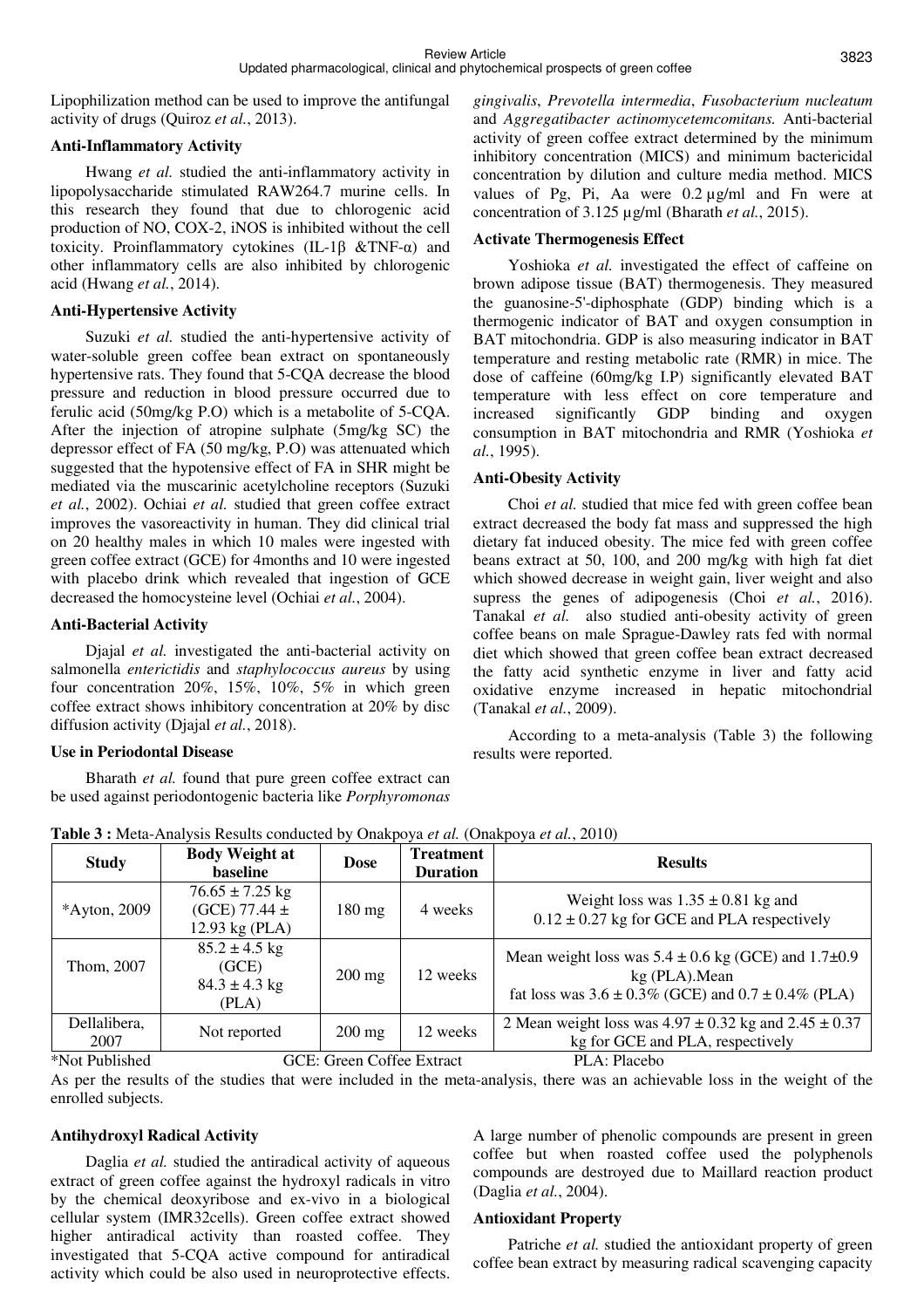Lipophilization method can be used to improve the antifungal activity of drugs (Quiroz *et al.*, 2013).

### Anti-Inflammatory Activity

Hwang *et al.* studied the anti-inflammatory activity in lipopolysaccharide stimulated RAW264.7 murine cells. In this research they found that due to chlorogenic acid production of NO, COX-2, iNOS is inhibited without the cell toxicity. Proinflammatory cytokines (IL-1β &TNF-α) and other inflammatory cells are also inhibited by chlorogenic acid (Hwang *et al.*, 2014).

### Anti-Hypertensive Activity

Suzuki *et al.* studied the anti-hypertensive activity of water-soluble green coffee bean extract on spontaneously hypertensive rats. They found that 5-CQA decrease the blood pressure and reduction in blood pressure occurred due to ferulic acid (50mg/kg P.O) which is a metabolite of 5-CQA. After the injection of atropine sulphate (5mg/kg SC) the depressor effect of FA (50 mg/kg, P.O) was attenuated which suggested that the hypotensive effect of FA in SHR might be mediated via the muscarinic acetylcholine receptors (Suzuki *et al.*, 2002). Ochiai *et al.* studied that green coffee extract improves the vasoreactivity in human. They did clinical trial on 20 healthy males in which 10 males were ingested with green coffee extract (GCE) for 4months and 10 were ingested with placebo drink which revealed that ingestion of GCE decreased the homocysteine level (Ochiai *et al.*, 2004).

### Anti-Bacterial Activity

Djajal *et al.* investigated the anti-bacterial activity on salmonella *enterictidis* and *staphylococcus aureus* by using four concentration 20%, 15%, 10%, 5% in which green coffee extract shows inhibitory concentration at 20% by disc diffusion activity (Djajal *et al.*, 2018).

### Use in Periodontal Disease

Bharath *et al.* found that pure green coffee extract can be used against periodontogenic bacteria like *Porphyromonas gingivalis*, *Prevotella intermedia*, *Fusobacterium nucleatum* and *Aggregatibacter actinomycetemcomitans.* Anti-bacterial activity of green coffee extract determined by the minimum inhibitory concentration (MICS) and minimum bactericidal concentration by dilution and culture media method. MICS values of Pg, Pi, Aa were 0.2 µg/ml and Fn were at concentration of 3.125 µg/ml (Bharath *et al.*, 2015).

### Activate Thermogenesis Effect

Yoshioka *et al.* investigated the effect of caffeine on brown adipose tissue (BAT) thermogenesis. They measured the guanosine-5'-diphosphate (GDP) binding which is a thermogenic indicator of BAT and oxygen consumption in BAT mitochondria. GDP is also measuring indicator in BAT temperature and resting metabolic rate (RMR) in mice. The dose of caffeine (60mg/kg I.P) significantly elevated BAT temperature with less effect on core temperature and increased significantly GDP binding and oxygen consumption in BAT mitochondria and RMR (Yoshioka *et al.*, 1995).

### Anti-Obesity Activity

Choi *et al.* studied that mice fed with green coffee bean extract decreased the body fat mass and suppressed the high dietary fat induced obesity. The mice fed with green coffee beans extract at 50, 100, and 200 mg/kg with high fat diet which showed decrease in weight gain, liver weight and also supress the genes of adipogenesis (Choi *et al.*, 2016). Tanakal *et al.* also studied anti-obesity activity of green coffee beans on male Sprague-Dawley rats fed with normal diet which showed that green coffee bean extract decreased the fatty acid synthetic enzyme in liver and fatty acid oxidative enzyme increased in hepatic mitochondrial (Tanakal *et al.*, 2009).

According to a meta-analysis (Table 3) the following results were reported.

**Table 3 :** Meta-Analysis Results conducted by Onakpoya *et al.* (Onakpoya *et al.*, 2010)

| Study | Body Weight at baseline | Dose | Treatment Duration | Results |
|---|---|---|---|---|
| *Ayton, 2009 | 76.65 ± 7.25 kg (GCE) 77.44 ± 12.93 kg (PLA) | 180 mg | 4 weeks | Weight loss was 1.35 ± 0.81 kg and 0.12 ± 0.27 kg for GCE and PLA respectively |
| Thom, 2007 | 85.2 ± 4.5 kg (GCE) 84.3 ± 4.3 kg (PLA) | 200 mg | 12 weeks | Mean weight loss was 5.4 ± 0.6 kg (GCE) and 1.7±0.9 kg (PLA).Mean fat loss was 3.6 ± 0.3% (GCE) and 0.7 ± 0.4% (PLA) |
| Dellalibera, 2007 | Not reported | 200 mg | 12 weeks | 2 Mean weight loss was 4.97 ± 0.32 kg and 2.45 ± 0.37 kg for GCE and PLA, respectively |

*Not Published GCE: Green Coffee Extract PLA: Placebo

As per the results of the studies that were included in the meta-analysis, there was an achievable loss in the weight of the enrolled subjects.

### Antihydroxyl Radical Activity

Daglia *et al.* studied the antiradical activity of aqueous extract of green coffee against the hydroxyl radicals in vitro by the chemical deoxyribose and ex-vivo in a biological cellular system (IMR32cells). Green coffee extract showed higher antiradical activity than roasted coffee. They investigated that 5-CQA active compound for antiradical activity which could be also used in neuroprotective effects. A large number of phenolic compounds are present in green coffee but when roasted coffee used the polyphenols compounds are destroyed due to Maillard reaction product (Daglia *et al.*, 2004).

### Antioxidant Property

Patriche *et al.* studied the antioxidant property of green coffee bean extract by measuring radical scavenging capacity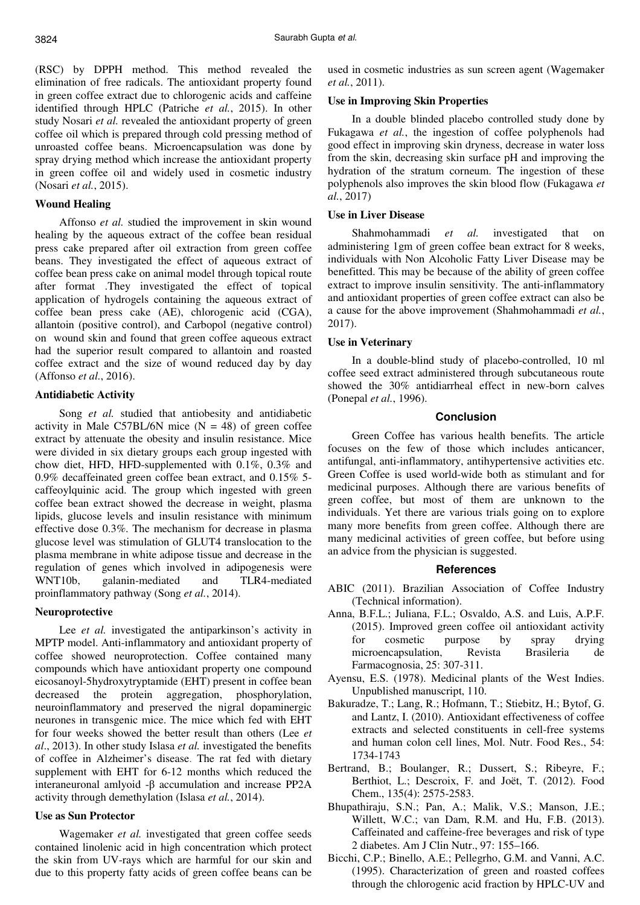(RSC) by DPPH method. This method revealed the elimination of free radicals. The antioxidant property found in green coffee extract due to chlorogenic acids and caffeine identified through HPLC (Patriche *et al.*, 2015). In other study Nosari *et al.* revealed the antioxidant property of green coffee oil which is prepared through cold pressing method of unroasted coffee beans. Microencapsulation was done by spray drying method which increase the antioxidant property in green coffee oil and widely used in cosmetic industry (Nosari *et al.*, 2015).

### Wound Healing

Affonso *et al.* studied the improvement in skin wound healing by the aqueous extract of the coffee bean residual press cake prepared after oil extraction from green coffee beans. They investigated the effect of aqueous extract of coffee bean press cake on animal model through topical route after format .They investigated the effect of topical application of hydrogels containing the aqueous extract of coffee bean press cake (AE), chlorogenic acid (CGA), allantoin (positive control), and Carbopol (negative control) on wound skin and found that green coffee aqueous extract had the superior result compared to allantoin and roasted coffee extract and the size of wound reduced day by day (Affonso *et al.*, 2016).

### Antidiabetic Activity

Song *et al.* studied that antiobesity and antidiabetic activity in Male C57BL/6N mice (N = 48) of green coffee extract by attenuate the obesity and insulin resistance. Mice were divided in six dietary groups each group ingested with chow diet, HFD, HFD-supplemented with 0.1%, 0.3% and 0.9% decaffeinated green coffee bean extract, and 0.15% 5-caffeoylquinic acid. The group which ingested with green coffee bean extract showed the decrease in weight, plasma lipids, glucose levels and insulin resistance with minimum effective dose 0.3%. The mechanism for decrease in plasma glucose level was stimulation of GLUT4 translocation to the plasma membrane in white adipose tissue and decrease in the regulation of genes which involved in adipogenesis were WNT10b, galanin-mediated and TLR4-mediated proinflammatory pathway (Song *et al.*, 2014).

### Neuroprotective

Lee *et al.* investigated the antiparkinson's activity in MPTP model. Anti-inflammatory and antioxidant property of coffee showed neuroprotection. Coffee contained many compounds which have antioxidant property one compound eicosanoyl-5hydroxytryptamide (EHT) present in coffee bean decreased the protein aggregation, phosphorylation, neuroinflammatory and preserved the nigral dopaminergic neurones in transgenic mice. The mice which fed with EHT for four weeks showed the better result than others (Lee *et al.*, 2013). In other study Islasa *et al.* investigated the benefits of coffee in Alzheimer's disease. The rat fed with dietary supplement with EHT for 6-12 months which reduced the interaneuronal amlyoid -β accumulation and increase PP2A activity through demethylation (Islasa *et al.*, 2014).

### Use as Sun Protector

Wagemaker *et al.* investigated that green coffee seeds contained linolenic acid in high concentration which protect the skin from UV-rays which are harmful for our skin and due to this property fatty acids of green coffee beans can be used in cosmetic industries as sun screen agent (Wagemaker *et al.*, 2011).

### Use in Improving Skin Properties

In a double blinded placebo controlled study done by Fukagawa *et al.*, the ingestion of coffee polyphenols had good effect in improving skin dryness, decrease in water loss from the skin, decreasing skin surface pH and improving the hydration of the stratum corneum. The ingestion of these polyphenols also improves the skin blood flow (Fukagawa *et al.*, 2017)

### Use in Liver Disease

Shahmohammadi *et al.* investigated that on administering 1gm of green coffee bean extract for 8 weeks, individuals with Non Alcoholic Fatty Liver Disease may be benefitted. This may be because of the ability of green coffee extract to improve insulin sensitivity. The anti-inflammatory and antioxidant properties of green coffee extract can also be a cause for the above improvement (Shahmohammadi *et al.*, 2017).

### Use in Veterinary

In a double-blind study of placebo-controlled, 10 ml coffee seed extract administered through subcutaneous route showed the 30% antidiarrheal effect in new-born calves (Ponepal *et al.*, 1996).

## Conclusion

Green Coffee has various health benefits. The article focuses on the few of those which includes anticancer, antifungal, anti-inflammatory, antihypertensive activities etc. Green Coffee is used world-wide both as stimulant and for medicinal purposes. Although there are various benefits of green coffee, but most of them are unknown to the individuals. Yet there are various trials going on to explore many more benefits from green coffee. Although there are many medicinal activities of green coffee, but before using an advice from the physician is suggested.

## References

ABIC (2011). Brazilian Association of Coffee Industry (Technical information).

Anna, B.F.L.; Juliana, F.L.; Osvaldo, A.S. and Luis, A.P.F. (2015). Improved green coffee oil antioxidant activity for cosmetic purpose by spray drying microencapsulation, Revista Brasileria de Farmacognosia, 25: 307-311.

Ayensu, E.S. (1978). Medicinal plants of the West Indies. Unpublished manuscript, 110.

Bakuradze, T.; Lang, R.; Hofmann, T.; Stiebitz, H.; Bytof, G. and Lantz, I. (2010). Antioxidant effectiveness of coffee extracts and selected constituents in cell-free systems and human colon cell lines, Mol. Nutr. Food Res., 54: 1734-1743

Bertrand, B.; Boulanger, R.; Dussert, S.; Ribeyre, F.; Berthiot, L.; Descroix, F. and Joët, T. (2012). Food Chem., 135(4): 2575-2583.

Bhupathiraju, S.N.; Pan, A.; Malik, V.S.; Manson, J.E.; Willett, W.C.; van Dam, R.M. and Hu, F.B. (2013). Caffeinated and caffeine-free beverages and risk of type 2 diabetes. Am J Clin Nutr., 97: 155–166.

Bicchi, C.P.; Binello, A.E.; Pellegrho, G.M. and Vanni, A.C. (1995). Characterization of green and roasted coffees through the chlorogenic acid fraction by HPLC-UV and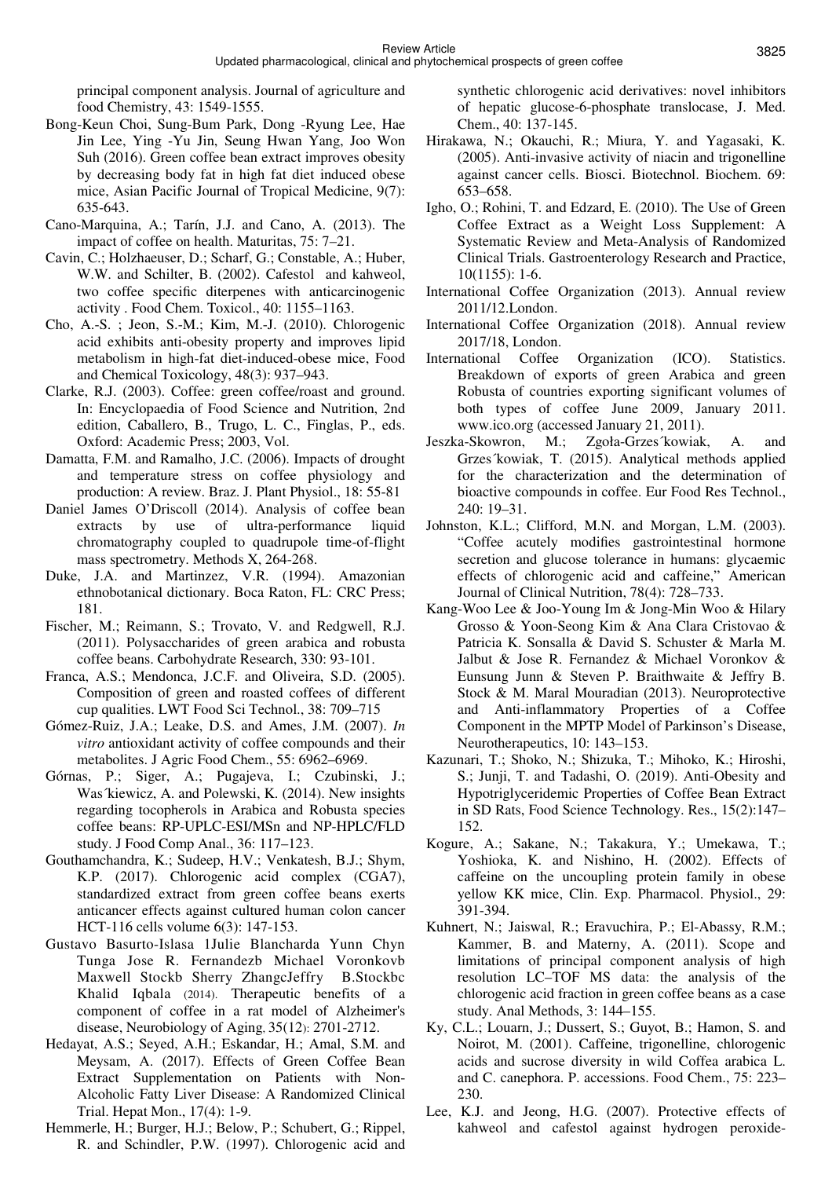principal component analysis. Journal of agriculture and food Chemistry, 43: 1549-1555.

Bong-Keun Choi, Sung-Bum Park, Dong -Ryung Lee, Hae Jin Lee, Ying -Yu Jin, Seung Hwan Yang, Joo Won Suh (2016). Green coffee bean extract improves obesity by decreasing body fat in high fat diet induced obese mice, Asian Pacific Journal of Tropical Medicine, 9(7): 635-643.

Cano-Marquina, A.; Tarín, J.J. and Cano, A. (2013). The impact of coffee on health. Maturitas, 75: 7–21.

Cavin, C.; Holzhaeuser, D.; Scharf, G.; Constable, A.; Huber, W.W. and Schilter, B. (2002). Cafestol and kahweol, two coffee specific diterpenes with anticarcinogenic activity . Food Chem. Toxicol., 40: 1155–1163.

Cho, A.-S. ; Jeon, S.-M.; Kim, M.-J. (2010). Chlorogenic acid exhibits anti-obesity property and improves lipid metabolism in high-fat diet-induced-obese mice, Food and Chemical Toxicology, 48(3): 937–943.

Clarke, R.J. (2003). Coffee: green coffee/roast and ground. In: Encyclopaedia of Food Science and Nutrition, 2nd edition, Caballero, B., Trugo, L. C., Finglas, P., eds. Oxford: Academic Press; 2003, Vol.

Damatta, F.M. and Ramalho, J.C. (2006). Impacts of drought and temperature stress on coffee physiology and production: A review. Braz. J. Plant Physiol., 18: 55-81

Daniel James O'Driscoll (2014). Analysis of coffee bean extracts by use of ultra-performance liquid chromatography coupled to quadrupole time-of-flight mass spectrometry. Methods X, 264-268.

Duke, J.A. and Martinzez, V.R. (1994). Amazonian ethnobotanical dictionary. Boca Raton, FL: CRC Press; 181.

Fischer, M.; Reimann, S.; Trovato, V. and Redgwell, R.J. (2011). Polysaccharides of green arabica and robusta coffee beans. Carbohydrate Research, 330: 93-101.

Franca, A.S.; Mendonca, J.C.F. and Oliveira, S.D. (2005). Composition of green and roasted coffees of different cup qualities. LWT Food Sci Technol., 38: 709–715

Gómez-Ruiz, J.A.; Leake, D.S. and Ames, J.M. (2007). *In vitro* antioxidant activity of coffee compounds and their metabolites. J Agric Food Chem., 55: 6962–6969.

Górnas, P.; Siger, A.; Pugajeva, I.; Czubinski, J.; Was´kiewicz, A. and Polewski, K. (2014). New insights regarding tocopherols in Arabica and Robusta species coffee beans: RP-UPLC-ESI/MSn and NP-HPLC/FLD study. J Food Comp Anal., 36: 117–123.

Gouthamchandra, K.; Sudeep, H.V.; Venkatesh, B.J.; Shym, K.P. (2017). Chlorogenic acid complex (CGA7), standardized extract from green coffee beans exerts anticancer effects against cultured human colon cancer HCT-116 cells volume 6(3): 147-153.

Gustavo Basurto-Islasa 1Julie Blancharda Yunn Chyn Tunga Jose R. Fernandezb Michael Voronkovb Maxwell Stockb Sherry ZhangcJeffry B.Stockbc Khalid Iqbala (2014). Therapeutic benefits of a component of coffee in a rat model of Alzheimer's disease, Neurobiology of Aging, 35(12): 2701-2712.

Hedayat, A.S.; Seyed, A.H.; Eskandar, H.; Amal, S.M. and Meysam, A. (2017). Effects of Green Coffee Bean Extract Supplementation on Patients with Non-Alcoholic Fatty Liver Disease: A Randomized Clinical Trial. Hepat Mon., 17(4): 1-9.

Hemmerle, H.; Burger, H.J.; Below, P.; Schubert, G.; Rippel, R. and Schindler, P.W. (1997). Chlorogenic acid and synthetic chlorogenic acid derivatives: novel inhibitors of hepatic glucose-6-phosphate translocase, J. Med. Chem., 40: 137-145.

Hirakawa, N.; Okauchi, R.; Miura, Y. and Yagasaki, K. (2005). Anti-invasive activity of niacin and trigonelline against cancer cells. Biosci. Biotechnol. Biochem. 69: 653–658.

Igho, O.; Rohini, T. and Edzard, E. (2010). The Use of Green Coffee Extract as a Weight Loss Supplement: A Systematic Review and Meta-Analysis of Randomized Clinical Trials. Gastroenterology Research and Practice, 10(1155): 1-6.

International Coffee Organization (2013). Annual review 2011/12.London.

International Coffee Organization (2018). Annual review 2017/18, London.

International Coffee Organization (ICO). Statistics. Breakdown of exports of green Arabica and green Robusta of countries exporting significant volumes of both types of coffee June 2009, January 2011. www.ico.org (accessed January 21, 2011).

Jeszka-Skowron, M.; Zgoła-Grzes´kowiak, A. and Grzes´kowiak, T. (2015). Analytical methods applied for the characterization and the determination of bioactive compounds in coffee. Eur Food Res Technol., 240: 19–31.

Johnston, K.L.; Clifford, M.N. and Morgan, L.M. (2003). "Coffee acutely modifies gastrointestinal hormone secretion and glucose tolerance in humans: glycaemic effects of chlorogenic acid and caffeine," American Journal of Clinical Nutrition, 78(4): 728–733.

Kang-Woo Lee & Joo-Young Im & Jong-Min Woo & Hilary Grosso & Yoon-Seong Kim & Ana Clara Cristovao & Patricia K. Sonsalla & David S. Schuster & Marla M. Jalbut & Jose R. Fernandez & Michael Voronkov & Eunsung Junn & Steven P. Braithwaite & Jeffry B. Stock & M. Maral Mouradian (2013). Neuroprotective and Anti-inflammatory Properties of a Coffee Component in the MPTP Model of Parkinson's Disease, Neurotherapeutics, 10: 143–153.

Kazunari, T.; Shoko, N.; Shizuka, T.; Mihoko, K.; Hiroshi, S.; Junji, T. and Tadashi, O. (2019). Anti-Obesity and Hypotriglyceridemic Properties of Coffee Bean Extract in SD Rats, Food Science Technology. Res., 15(2):147–152.

Kogure, A.; Sakane, N.; Takakura, Y.; Umekawa, T.; Yoshioka, K. and Nishino, H. (2002). Effects of caffeine on the uncoupling protein family in obese yellow KK mice, Clin. Exp. Pharmacol. Physiol., 29: 391-394.

Kuhnert, N.; Jaiswal, R.; Eravuchira, P.; El-Abassy, R.M.; Kammer, B. and Materny, A. (2011). Scope and limitations of principal component analysis of high resolution LC–TOF MS data: the analysis of the chlorogenic acid fraction in green coffee beans as a case study. Anal Methods, 3: 144–155.

Ky, C.L.; Louarn, J.; Dussert, S.; Guyot, B.; Hamon, S. and Noirot, M. (2001). Caffeine, trigonelline, chlorogenic acids and sucrose diversity in wild Coffea arabica L. and C. canephora. P. accessions. Food Chem., 75: 223–230.

Lee, K.J. and Jeong, H.G. (2007). Protective effects of kahweol and cafestol against hydrogen peroxide-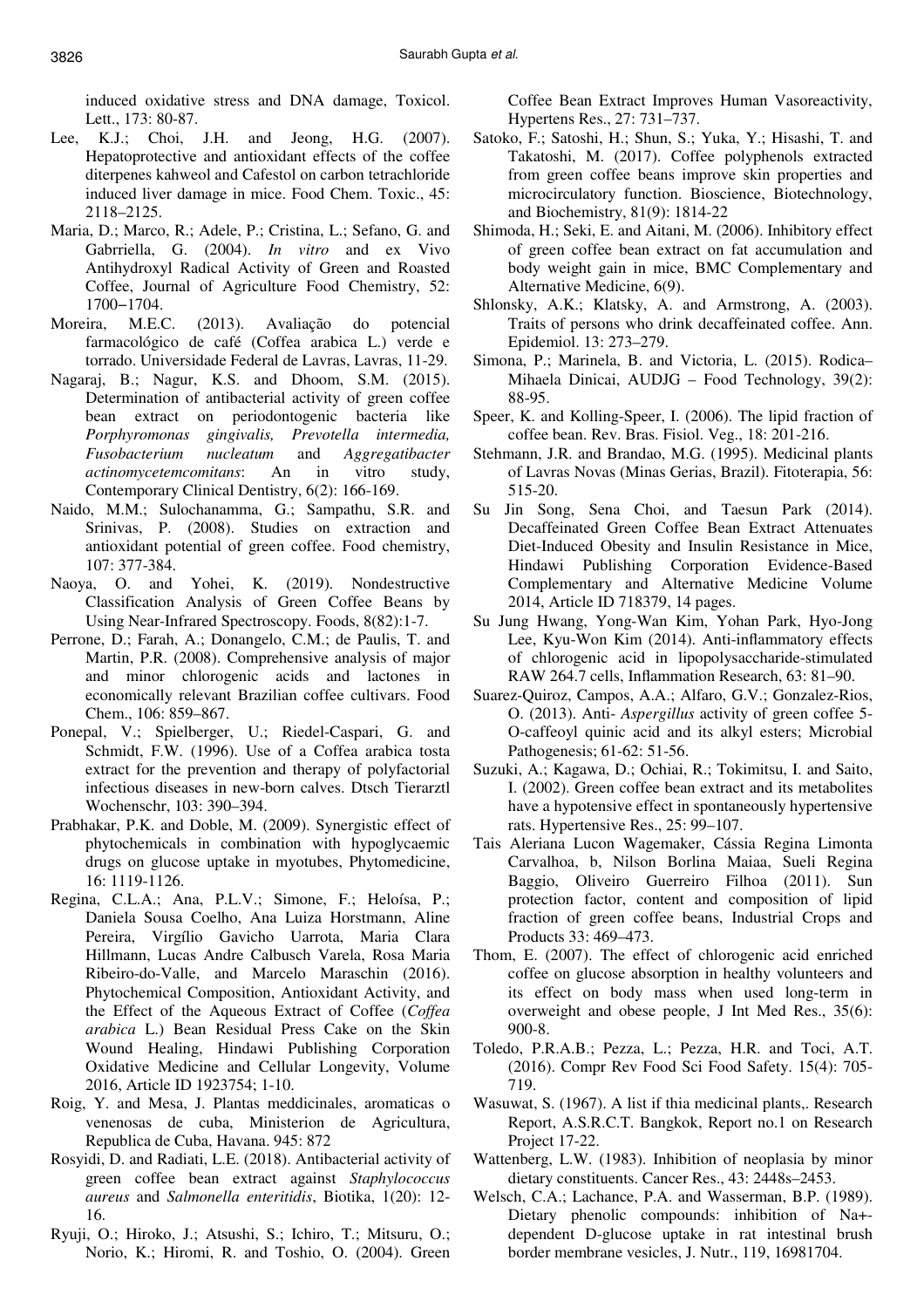induced oxidative stress and DNA damage, Toxicol. Lett., 173: 80-87.

Lee, K.J.; Choi, J.H. and Jeong, H.G. (2007). Hepatoprotective and antioxidant effects of the coffee diterpenes kahweol and Cafestol on carbon tetrachloride induced liver damage in mice. Food Chem. Toxic., 45: 2118–2125.

Maria, D.; Marco, R.; Adele, P.; Cristina, L.; Sefano, G. and Gabrriella, G. (2004). *In vitro* and ex Vivo Antihydroxyl Radical Activity of Green and Roasted Coffee, Journal of Agriculture Food Chemistry, 52: 1700−1704.

Moreira, M.E.C. (2013). Avaliação do potencial farmacológico de café (Coffea arabica L.) verde e torrado. Universidade Federal de Lavras, Lavras, 11-29.

Nagaraj, B.; Nagur, K.S. and Dhoom, S.M. (2015). Determination of antibacterial activity of green coffee bean extract on periodontogenic bacteria like *Porphyromonas gingivalis, Prevotella intermedia, Fusobacterium nucleatum* and *Aggregatibacter actinomycetemcomitans*: An in vitro study, Contemporary Clinical Dentistry, 6(2): 166-169.

Naido, M.M.; Sulochanamma, G.; Sampathu, S.R. and Srinivas, P. (2008). Studies on extraction and antioxidant potential of green coffee. Food chemistry, 107: 377-384.

Naoya, O. and Yohei, K. (2019). Nondestructive Classification Analysis of Green Coffee Beans by Using Near-Infrared Spectroscopy. Foods, 8(82):1-7.

Perrone, D.; Farah, A.; Donangelo, C.M.; de Paulis, T. and Martin, P.R. (2008). Comprehensive analysis of major and minor chlorogenic acids and lactones in economically relevant Brazilian coffee cultivars. Food Chem., 106: 859–867.

Ponepal, V.; Spielberger, U.; Riedel-Caspari, G. and Schmidt, F.W. (1996). Use of a Coffea arabica tosta extract for the prevention and therapy of polyfactorial infectious diseases in new-born calves. Dtsch Tierarztl Wochenschr, 103: 390–394.

Prabhakar, P.K. and Doble, M. (2009). Synergistic effect of phytochemicals in combination with hypoglycaemic drugs on glucose uptake in myotubes, Phytomedicine, 16: 1119-1126.

Regina, C.L.A.; Ana, P.L.V.; Simone, F.; Heloísa, P.; Daniela Sousa Coelho, Ana Luiza Horstmann, Aline Pereira, Virgílio Gavicho Uarrota, Maria Clara Hillmann, Lucas Andre Calbusch Varela, Rosa Maria Ribeiro-do-Valle, and Marcelo Maraschin (2016). Phytochemical Composition, Antioxidant Activity, and the Effect of the Aqueous Extract of Coffee (*Coffea arabica* L.) Bean Residual Press Cake on the Skin Wound Healing, Hindawi Publishing Corporation Oxidative Medicine and Cellular Longevity, Volume 2016, Article ID 1923754; 1-10.

Roig, Y. and Mesa, J. Plantas meddicinales, aromaticas o venenosas de cuba, Ministerion de Agricultura, Republica de Cuba, Havana. 945: 872

Rosyidi, D. and Radiati, L.E. (2018). Antibacterial activity of green coffee bean extract against *Staphylococcus aureus* and *Salmonella enteritidis*, Biotika, 1(20): 12-16.

Ryuji, O.; Hiroko, J.; Atsushi, S.; Ichiro, T.; Mitsuru, O.; Norio, K.; Hiromi, R. and Toshio, O. (2004). Green Coffee Bean Extract Improves Human Vasoreactivity, Hypertens Res., 27: 731–737.

Satoko, F.; Satoshi, H.; Shun, S.; Yuka, Y.; Hisashi, T. and Takatoshi, M. (2017). Coffee polyphenols extracted from green coffee beans improve skin properties and microcirculatory function. Bioscience, Biotechnology, and Biochemistry, 81(9): 1814-22

Shimoda, H.; Seki, E. and Aitani, M. (2006). Inhibitory effect of green coffee bean extract on fat accumulation and body weight gain in mice, BMC Complementary and Alternative Medicine, 6(9).

Shlonsky, A.K.; Klatsky, A. and Armstrong, A. (2003). Traits of persons who drink decaffeinated coffee. Ann. Epidemiol. 13: 273–279.

Simona, P.; Marinela, B. and Victoria, L. (2015). Rodica–Mihaela Dinicai, AUDJG – Food Technology, 39(2): 88-95.

Speer, K. and Kolling-Speer, I. (2006). The lipid fraction of coffee bean. Rev. Bras. Fisiol. Veg., 18: 201-216.

Stehmann, J.R. and Brandao, M.G. (1995). Medicinal plants of Lavras Novas (Minas Gerias, Brazil). Fitoterapia, 56: 515-20.

Su Jin Song, Sena Choi, and Taesun Park (2014). Decaffeinated Green Coffee Bean Extract Attenuates Diet-Induced Obesity and Insulin Resistance in Mice, Hindawi Publishing Corporation Evidence-Based Complementary and Alternative Medicine Volume 2014, Article ID 718379, 14 pages.

Su Jung Hwang, Yong-Wan Kim, Yohan Park, Hyo-Jong Lee, Kyu-Won Kim (2014). Anti-inflammatory effects of chlorogenic acid in lipopolysaccharide-stimulated RAW 264.7 cells, Inflammation Research, 63: 81–90.

Suarez-Quiroz, Campos, A.A.; Alfaro, G.V.; Gonzalez-Rios, O. (2013). Anti- *Aspergillus* activity of green coffee 5-O-caffeoyl quinic acid and its alkyl esters; Microbial Pathogenesis; 61-62: 51-56.

Suzuki, A.; Kagawa, D.; Ochiai, R.; Tokimitsu, I. and Saito, I. (2002). Green coffee bean extract and its metabolites have a hypotensive effect in spontaneously hypertensive rats. Hypertensive Res., 25: 99–107.

Tais Aleriana Lucon Wagemaker, Cássia Regina Limonta Carvalhoa, b, Nilson Borlina Maiaa, Sueli Regina Baggio, Oliveiro Guerreiro Filhoa (2011). Sun protection factor, content and composition of lipid fraction of green coffee beans, Industrial Crops and Products 33: 469–473.

Thom, E. (2007). The effect of chlorogenic acid enriched coffee on glucose absorption in healthy volunteers and its effect on body mass when used long-term in overweight and obese people, J Int Med Res., 35(6): 900-8.

Toledo, P.R.A.B.; Pezza, L.; Pezza, H.R. and Toci, A.T. (2016). Compr Rev Food Sci Food Safety. 15(4): 705-719.

Wasuwat, S. (1967). A list if thia medicinal plants,. Research Report, A.S.R.C.T. Bangkok, Report no.1 on Research Project 17-22.

Wattenberg, L.W. (1983). Inhibition of neoplasia by minor dietary constituents. Cancer Res., 43: 2448s–2453.

Welsch, C.A.; Lachance, P.A. and Wasserman, B.P. (1989). Dietary phenolic compounds: inhibition of Na+-dependent D-glucose uptake in rat intestinal brush border membrane vesicles, J. Nutr., 119, 16981704.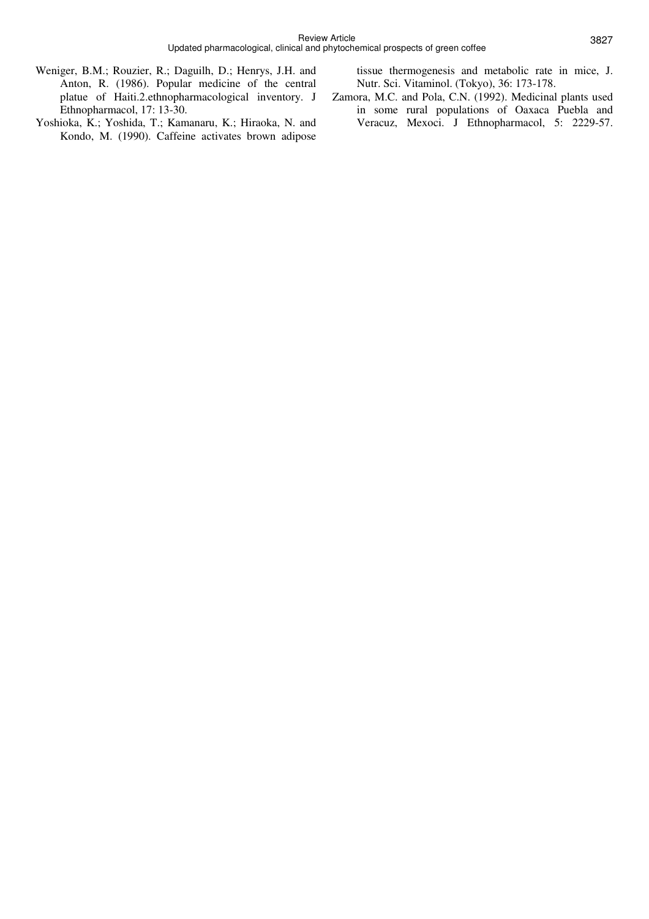Weniger, B.M.; Rouzier, R.; Daguilh, D.; Henrys, J.H. and Anton, R. (1986). Popular medicine of the central platue of Haiti.2.ethnopharmacological inventory. J Ethnopharmacol, 17: 13-30.

Yoshioka, K.; Yoshida, T.; Kamanaru, K.; Hiraoka, N. and Kondo, M. (1990). Caffeine activates brown adipose tissue thermogenesis and metabolic rate in mice, J. Nutr. Sci. Vitaminol. (Tokyo), 36: 173-178.

Zamora, M.C. and Pola, C.N. (1992). Medicinal plants used in some rural populations of Oaxaca Puebla and Veracuz, Mexoci. J Ethnopharmacol, 5: 2229-57.